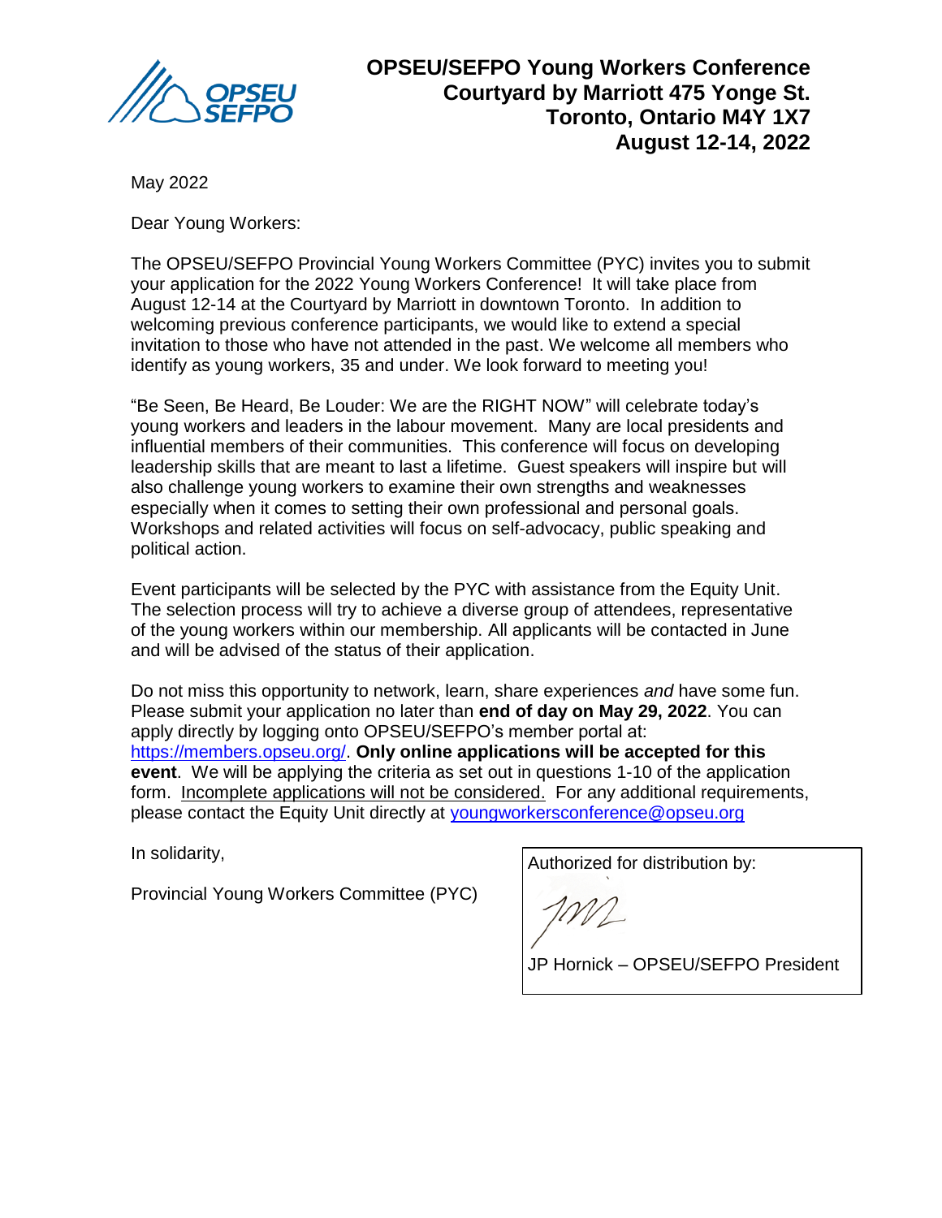**OPSEU/SEFPO Young Workers Conference**
**Courtyard by Marriott 475 Yonge St.**
**Toronto, Ontario M4Y 1X7**
**August 12-14, 2022**

May 2022

Dear Young Workers:

The OPSEU/SEFPO Provincial Young Workers Committee (PYC) invites you to submit your application for the 2022 Young Workers Conference! It will take place from August 12-14 at the Courtyard by Marriott in downtown Toronto. In addition to welcoming previous conference participants, we would like to extend a special invitation to those who have not attended in the past. We welcome all members who identify as young workers, 35 and under. We look forward to meeting you!

"Be Seen, Be Heard, Be Louder: We are the RIGHT NOW" will celebrate today's young workers and leaders in the labour movement. Many are local presidents and influential members of their communities. This conference will focus on developing leadership skills that are meant to last a lifetime. Guest speakers will inspire but will also challenge young workers to examine their own strengths and weaknesses especially when it comes to setting their own professional and personal goals. Workshops and related activities will focus on self-advocacy, public speaking and political action.

Event participants will be selected by the PYC with assistance from the Equity Unit. The selection process will try to achieve a diverse group of attendees, representative of the young workers within our membership. All applicants will be contacted in June and will be advised of the status of their application.

Do not miss this opportunity to network, learn, share experiences *and* have some fun. Please submit your application no later than **end of day on May 29, 2022**. You can apply directly by logging onto OPSEU/SEFPO's member portal at: https://members.opseu.org/. **Only online applications will be accepted for this event**. We will be applying the criteria as set out in questions 1-10 of the application form. <u>Incomplete applications will not be considered.</u> For any additional requirements, please contact the Equity Unit directly at youngworkersconference@opseu.org

In solidarity,

Provincial Young Workers Committee (PYC)

Authorized for distribution by:

JP Hornick – OPSEU/SEFPO President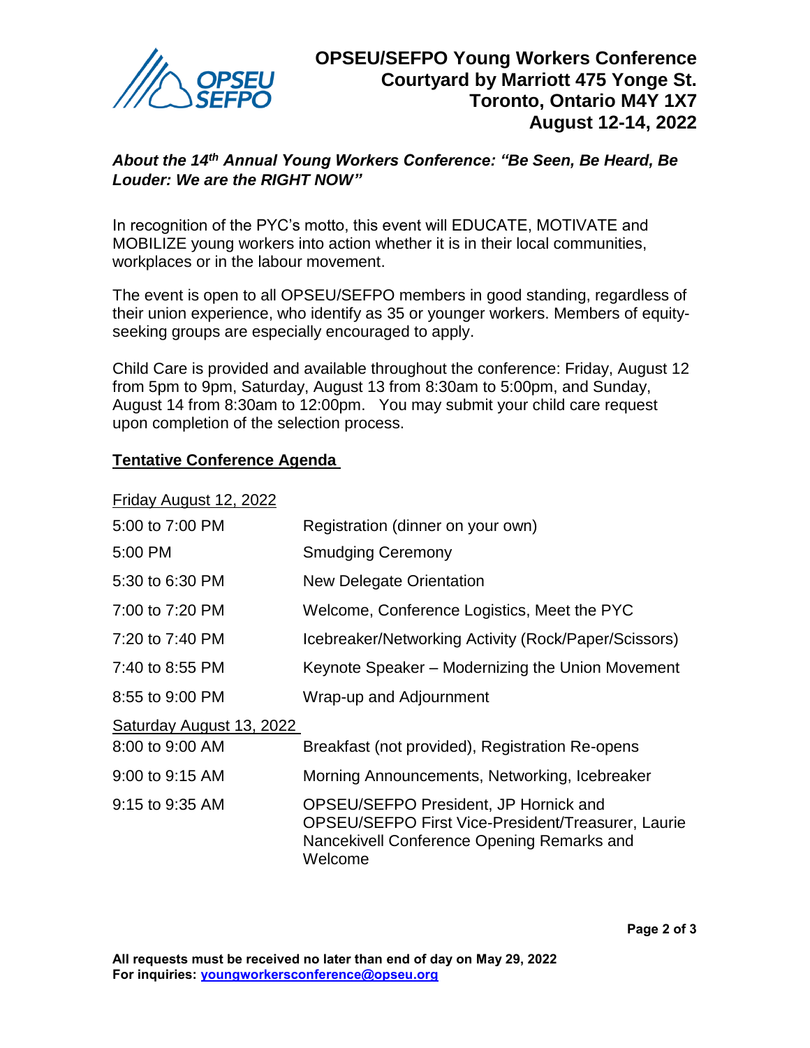# OPSEU/SEFPO Young Workers Conference
# Courtyard by Marriott 475 Yonge St.
# Toronto, Ontario M4Y 1X7
# August 12-14, 2022

### *About the 14th Annual Young Workers Conference: "Be Seen, Be Heard, Be Louder: We are the RIGHT NOW"*

In recognition of the PYC's motto, this event will EDUCATE, MOTIVATE and MOBILIZE young workers into action whether it is in their local communities, workplaces or in the labour movement.

The event is open to all OPSEU/SEFPO members in good standing, regardless of their union experience, who identify as 35 or younger workers. Members of equity-seeking groups are especially encouraged to apply.

Child Care is provided and available throughout the conference: Friday, August 12 from 5pm to 9pm, Saturday, August 13 from 8:30am to 5:00pm, and Sunday, August 14 from 8:30am to 12:00pm. You may submit your child care request upon completion of the selection process.

## Tentative Conference Agenda

**Friday August 12, 2022**

| Time | Activity |
|---|---|
| 5:00 to 7:00 PM | Registration (dinner on your own) |
| 5:00 PM | Smudging Ceremony |
| 5:30 to 6:30 PM | New Delegate Orientation |
| 7:00 to 7:20 PM | Welcome, Conference Logistics, Meet the PYC |
| 7:20 to 7:40 PM | Icebreaker/Networking Activity (Rock/Paper/Scissors) |
| 7:40 to 8:55 PM | Keynote Speaker – Modernizing the Union Movement |
| 8:55 to 9:00 PM | Wrap-up and Adjournment |

**Saturday August 13, 2022**

| Time | Activity |
|---|---|
| 8:00 to 9:00 AM | Breakfast (not provided), Registration Re-opens |
| 9:00 to 9:15 AM | Morning Announcements, Networking, Icebreaker |
| 9:15 to 9:35 AM | OPSEU/SEFPO President, JP Hornick and OPSEU/SEFPO First Vice-President/Treasurer, Laurie Nancekivell Conference Opening Remarks and Welcome |

**All requests must be received no later than end of day on May 29, 2022**
**For inquiries: youngworkersconference@opseu.org**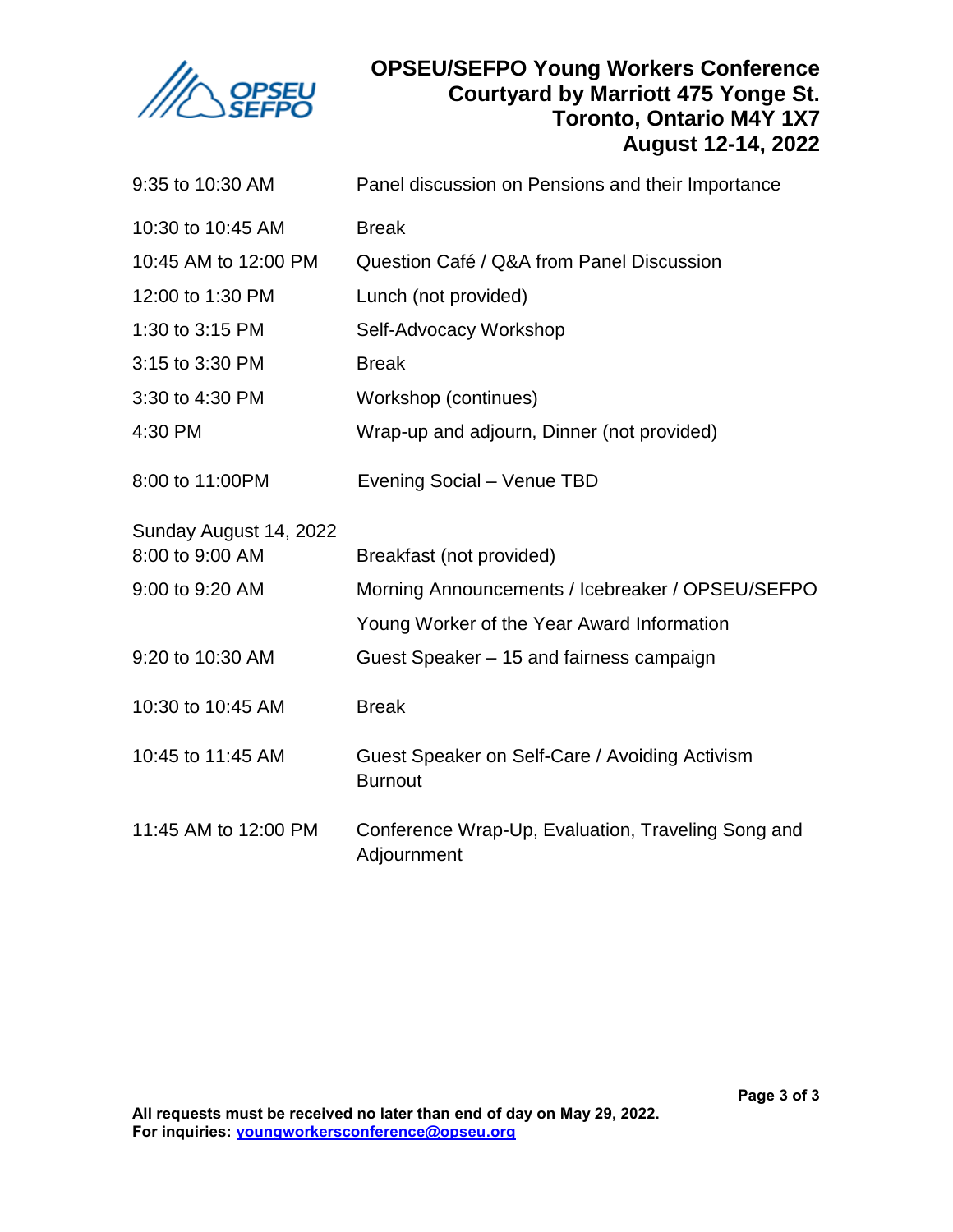# OPSEU/SEFPO Young Workers Conference
## Courtyard by Marriott 475 Yonge St.
## Toronto, Ontario M4Y 1X7
## August 12-14, 2022

| | |
|---|---|
| 9:35 to 10:30 AM | Panel discussion on Pensions and their Importance |
| 10:30 to 10:45 AM | Break |
| 10:45 AM to 12:00 PM | Question Café / Q&A from Panel Discussion |
| 12:00 to 1:30 PM | Lunch (not provided) |
| 1:30 to 3:15 PM | Self-Advocacy Workshop |
| 3:15 to 3:30 PM | Break |
| 3:30 to 4:30 PM | Workshop (continues) |
| 4:30 PM | Wrap-up and adjourn, Dinner (not provided) |
| 8:00 to 11:00PM | Evening Social – Venue TBD |

Sunday August 14, 2022

| | |
|---|---|
| 8:00 to 9:00 AM | Breakfast (not provided) |
| 9:00 to 9:20 AM | Morning Announcements / Icebreaker / OPSEU/SEFPO Young Worker of the Year Award Information |
| 9:20 to 10:30 AM | Guest Speaker – 15 and fairness campaign |
| 10:30 to 10:45 AM | Break |
| 10:45 to 11:45 AM | Guest Speaker on Self-Care / Avoiding Activism Burnout |
| 11:45 AM to 12:00 PM | Conference Wrap-Up, Evaluation, Traveling Song and Adjournment |

**All requests must be received no later than end of day on May 29, 2022.**
**For inquiries: youngworkersconference@opseu.org**